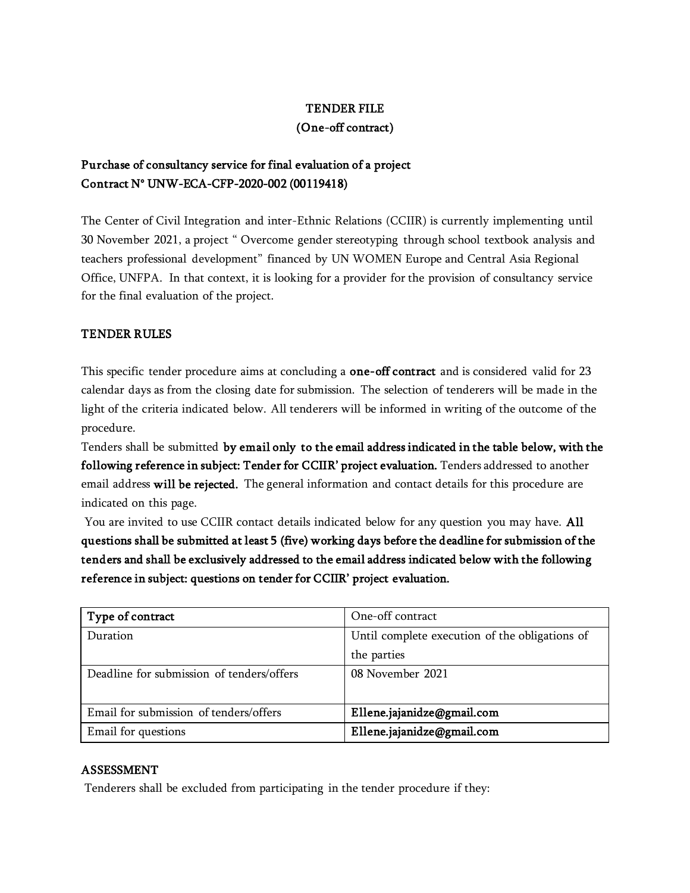**TENDER FILE**
**(One-off contract)**

**Purchase of consultancy service for final evaluation of a project**
**Contract N° UNW-ECA-CFP-2020-002 (00119418)**

The Center of Civil Integration and inter-Ethnic Relations (CCIIR) is currently implementing until 30 November 2021, a project " Overcome gender stereotyping through school textbook analysis and teachers professional development" financed by UN WOMEN Europe and Central Asia Regional Office, UNFPA. In that context, it is looking for a provider for the provision of consultancy service for the final evaluation of the project.

## TENDER RULES

This specific tender procedure aims at concluding a **one-off contract** and is considered valid for 23 calendar days as from the closing date for submission. The selection of tenderers will be made in the light of the criteria indicated below. All tenderers will be informed in writing of the outcome of the procedure.

Tenders shall be submitted **by email only to the email address indicated in the table below, with the following reference in subject: Tender for CCIIR' project evaluation.** Tenders addressed to another email address **will be rejected.** The general information and contact details for this procedure are indicated on this page.

You are invited to use CCIIR contact details indicated below for any question you may have. **All questions shall be submitted at least 5 (five) working days before the deadline for submission of the tenders and shall be exclusively addressed to the email address indicated below with the following reference in subject: questions on tender for CCIIR' project evaluation.**

| **Type of contract** | One-off contract |
|---|---|
| Duration | Until complete execution of the obligations of the parties |
| Deadline for submission of tenders/offers | 08 November 2021 |
| Email for submission of tenders/offers | **Ellene.jajanidze@gmail.com** |
| Email for questions | **Ellene.jajanidze@gmail.com** |

## ASSESSMENT

Tenderers shall be excluded from participating in the tender procedure if they: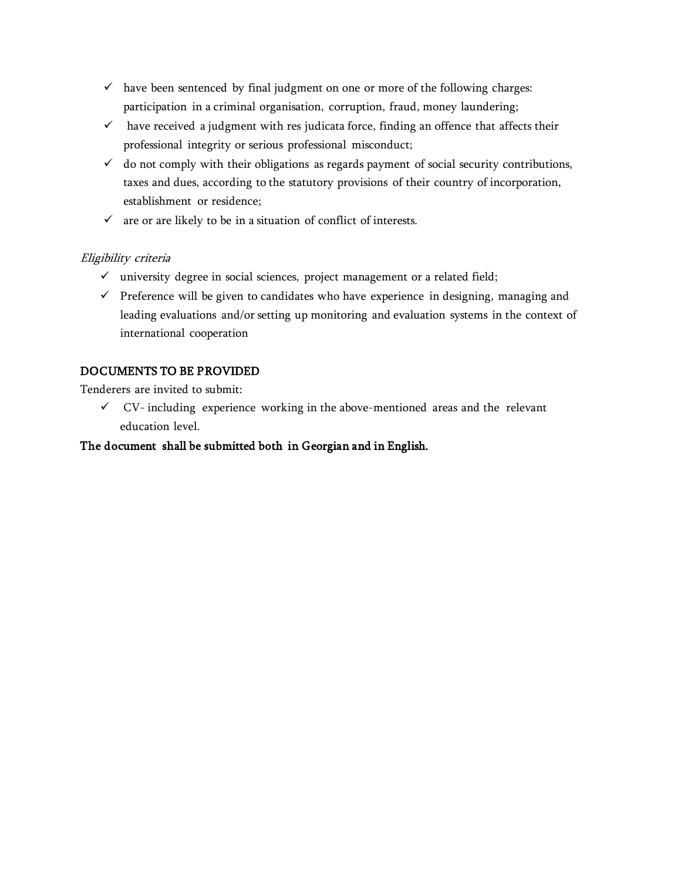- have been sentenced by final judgment on one or more of the following charges: participation in a criminal organisation, corruption, fraud, money laundering;
- have received a judgment with res judicata force, finding an offence that affects their professional integrity or serious professional misconduct;
- do not comply with their obligations as regards payment of social security contributions, taxes and dues, according to the statutory provisions of their country of incorporation, establishment or residence;
- are or are likely to be in a situation of conflict of interests.

*Eligibility criteria*

- university degree in social sciences, project management or a related field;
- Preference will be given to candidates who have experience in designing, managing and leading evaluations and/or setting up monitoring and evaluation systems in the context of international cooperation

DOCUMENTS TO BE PROVIDED

Tenderers are invited to submit:

- CV- including experience working in the above-mentioned areas and the relevant education level.

**The document shall be submitted both in Georgian and in English.**